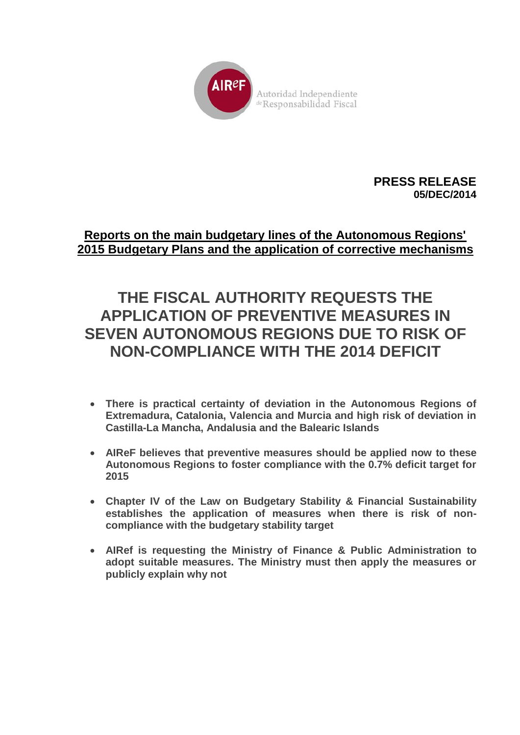AIReF Autoridad Independiente de Responsabilidad Fiscal

**PRESS RELEASE**
**05/DEC/2014**

**Reports on the main budgetary lines of the Autonomous Regions' 2015 Budgetary Plans and the application of corrective mechanisms**

# THE FISCAL AUTHORITY REQUESTS THE APPLICATION OF PREVENTIVE MEASURES IN SEVEN AUTONOMOUS REGIONS DUE TO RISK OF NON-COMPLIANCE WITH THE 2014 DEFICIT

- **There is practical certainty of deviation in the Autonomous Regions of Extremadura, Catalonia, Valencia and Murcia and high risk of deviation in Castilla-La Mancha, Andalusia and the Balearic Islands**
- **AIReF believes that preventive measures should be applied now to these Autonomous Regions to foster compliance with the 0.7% deficit target for 2015**
- **Chapter IV of the Law on Budgetary Stability & Financial Sustainability establishes the application of measures when there is risk of non-compliance with the budgetary stability target**
- **AIRef is requesting the Ministry of Finance & Public Administration to adopt suitable measures. The Ministry must then apply the measures or publicly explain why not**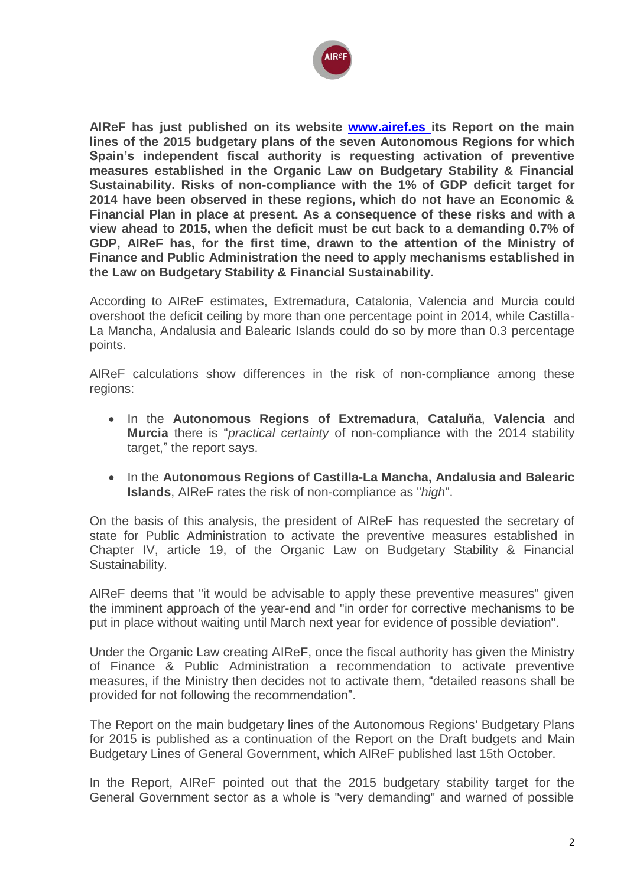**AIReF has just published on its website [www.airef.es](http://www.airef.es) its Report on the main lines of the 2015 budgetary plans of the seven Autonomous Regions for which Spain's independent fiscal authority is requesting activation of preventive measures established in the Organic Law on Budgetary Stability & Financial Sustainability. Risks of non-compliance with the 1% of GDP deficit target for 2014 have been observed in these regions, which do not have an Economic & Financial Plan in place at present. As a consequence of these risks and with a view ahead to 2015, when the deficit must be cut back to a demanding 0.7% of GDP, AIReF has, for the first time, drawn to the attention of the Ministry of Finance and Public Administration the need to apply mechanisms established in the Law on Budgetary Stability & Financial Sustainability.**

According to AIReF estimates, Extremadura, Catalonia, Valencia and Murcia could overshoot the deficit ceiling by more than one percentage point in 2014, while Castilla-La Mancha, Andalusia and Balearic Islands could do so by more than 0.3 percentage points.

AIReF calculations show differences in the risk of non-compliance among these regions:

- In the **Autonomous Regions of Extremadura**, **Cataluña**, **Valencia** and **Murcia** there is "*practical certainty* of non-compliance with the 2014 stability target," the report says.
- In the **Autonomous Regions of Castilla-La Mancha, Andalusia and Balearic Islands**, AIReF rates the risk of non-compliance as "*high*".

On the basis of this analysis, the president of AIReF has requested the secretary of state for Public Administration to activate the preventive measures established in Chapter IV, article 19, of the Organic Law on Budgetary Stability & Financial Sustainability.

AIReF deems that "it would be advisable to apply these preventive measures" given the imminent approach of the year-end and "in order for corrective mechanisms to be put in place without waiting until March next year for evidence of possible deviation".

Under the Organic Law creating AIReF, once the fiscal authority has given the Ministry of Finance & Public Administration a recommendation to activate preventive measures, if the Ministry then decides not to activate them, "detailed reasons shall be provided for not following the recommendation".

The Report on the main budgetary lines of the Autonomous Regions' Budgetary Plans for 2015 is published as a continuation of the Report on the Draft budgets and Main Budgetary Lines of General Government, which AIReF published last 15th October.

In the Report, AIReF pointed out that the 2015 budgetary stability target for the General Government sector as a whole is "very demanding" and warned of possible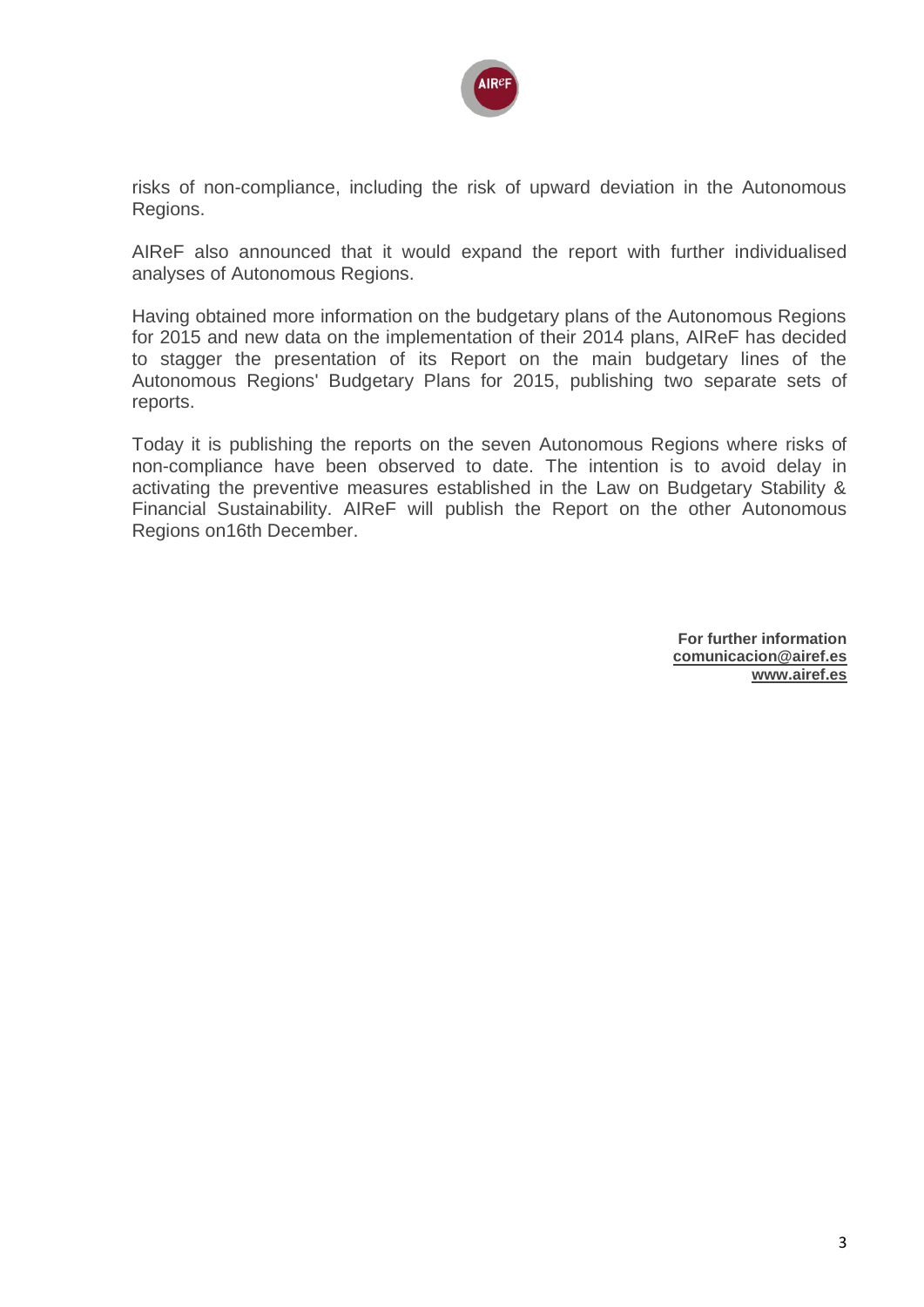risks of non-compliance, including the risk of upward deviation in the Autonomous Regions.

AIReF also announced that it would expand the report with further individualised analyses of Autonomous Regions.

Having obtained more information on the budgetary plans of the Autonomous Regions for 2015 and new data on the implementation of their 2014 plans, AIReF has decided to stagger the presentation of its Report on the main budgetary lines of the Autonomous Regions' Budgetary Plans for 2015, publishing two separate sets of reports.

Today it is publishing the reports on the seven Autonomous Regions where risks of non-compliance have been observed to date. The intention is to avoid delay in activating the preventive measures established in the Law on Budgetary Stability & Financial Sustainability. AIReF will publish the Report on the other Autonomous Regions on16th December.

**For further information**
**comunicacion@airef.es**
**www.airef.es**